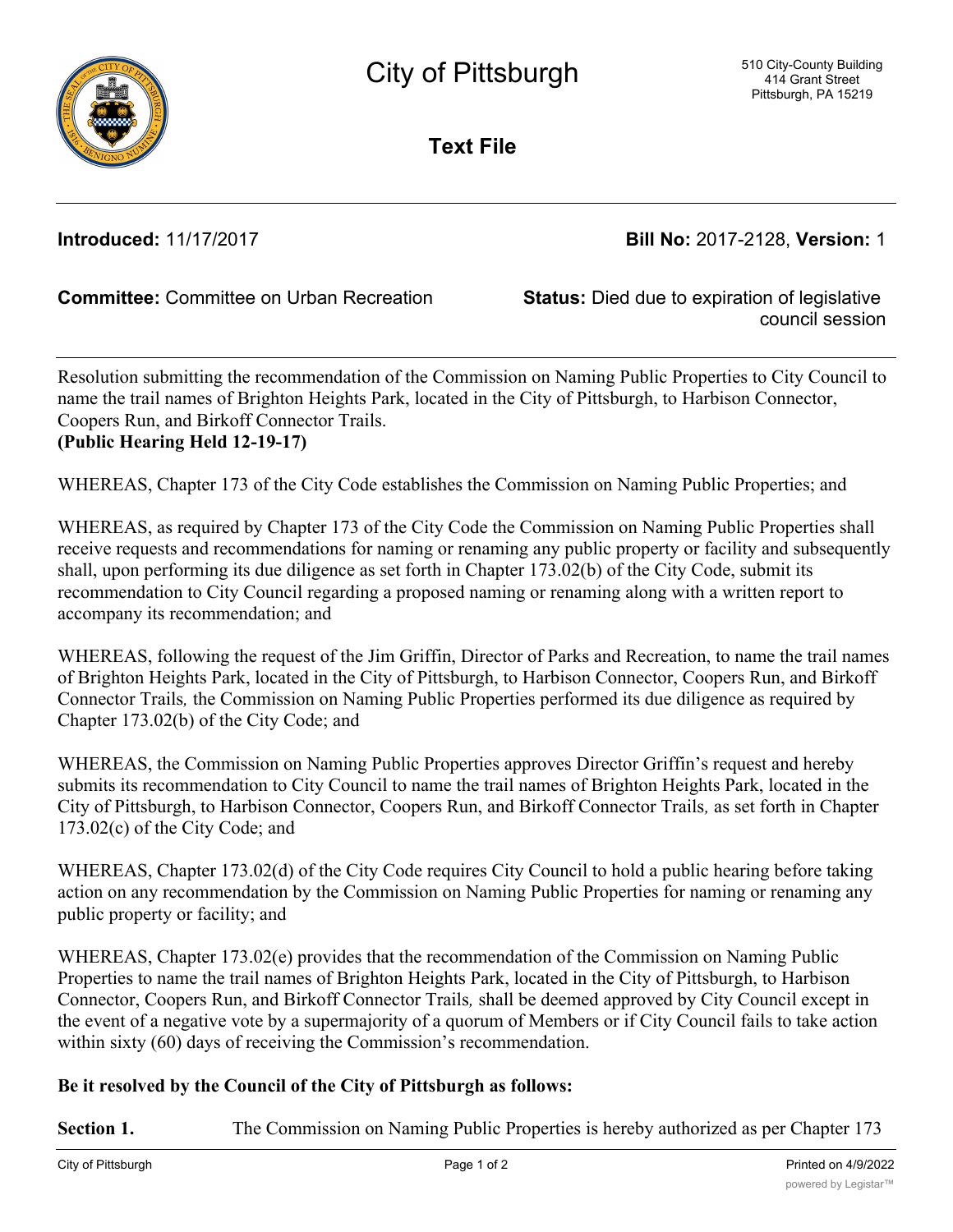# City of Pittsburgh

510 City-County Building
414 Grant Street
Pittsburgh, PA 15219

## Text File

**Introduced:** 11/17/2017 **Bill No:** 2017-2128, **Version:** 1

**Committee:** Committee on Urban Recreation **Status:** Died due to expiration of legislative council session

Resolution submitting the recommendation of the Commission on Naming Public Properties to City Council to name the trail names of Brighton Heights Park, located in the City of Pittsburgh, to Harbison Connector, Coopers Run, and Birkoff Connector Trails.
**(Public Hearing Held 12-19-17)**

WHEREAS, Chapter 173 of the City Code establishes the Commission on Naming Public Properties; and

WHEREAS, as required by Chapter 173 of the City Code the Commission on Naming Public Properties shall receive requests and recommendations for naming or renaming any public property or facility and subsequently shall, upon performing its due diligence as set forth in Chapter 173.02(b) of the City Code, submit its recommendation to City Council regarding a proposed naming or renaming along with a written report to accompany its recommendation; and

WHEREAS, following the request of the Jim Griffin, Director of Parks and Recreation, to name the trail names of Brighton Heights Park, located in the City of Pittsburgh, to Harbison Connector, Coopers Run, and Birkoff Connector Trails*,* the Commission on Naming Public Properties performed its due diligence as required by Chapter 173.02(b) of the City Code; and

WHEREAS, the Commission on Naming Public Properties approves Director Griffin's request and hereby submits its recommendation to City Council to name the trail names of Brighton Heights Park, located in the City of Pittsburgh, to Harbison Connector, Coopers Run, and Birkoff Connector Trails*,* as set forth in Chapter 173.02(c) of the City Code; and

WHEREAS, Chapter 173.02(d) of the City Code requires City Council to hold a public hearing before taking action on any recommendation by the Commission on Naming Public Properties for naming or renaming any public property or facility; and

WHEREAS, Chapter 173.02(e) provides that the recommendation of the Commission on Naming Public Properties to name the trail names of Brighton Heights Park, located in the City of Pittsburgh, to Harbison Connector, Coopers Run, and Birkoff Connector Trails*,* shall be deemed approved by City Council except in the event of a negative vote by a supermajority of a quorum of Members or if City Council fails to take action within sixty (60) days of receiving the Commission's recommendation.

**Be it resolved by the Council of the City of Pittsburgh as follows:**

**Section 1.** The Commission on Naming Public Properties is hereby authorized as per Chapter 173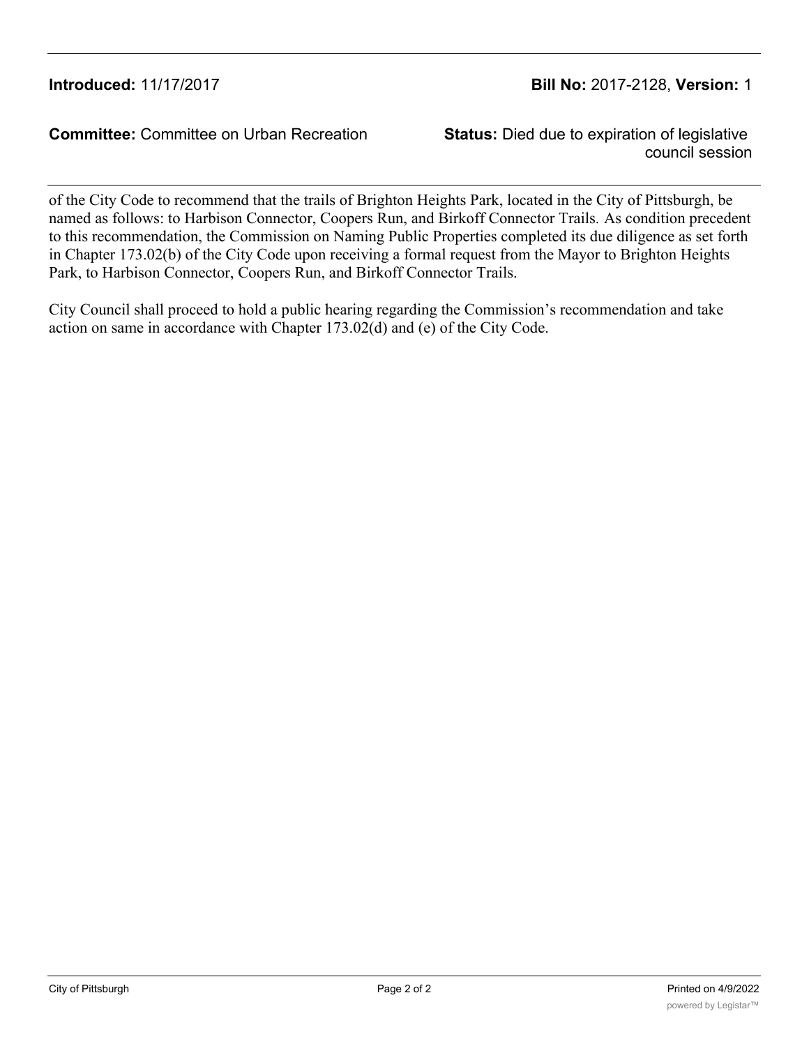**Introduced:** 11/17/2017 **Bill No:** 2017-2128, **Version:** 1

**Committee:** Committee on Urban Recreation **Status:** Died due to expiration of legislative council session

of the City Code to recommend that the trails of Brighton Heights Park, located in the City of Pittsburgh, be named as follows: to Harbison Connector, Coopers Run, and Birkoff Connector Trails. As condition precedent to this recommendation, the Commission on Naming Public Properties completed its due diligence as set forth in Chapter 173.02(b) of the City Code upon receiving a formal request from the Mayor to Brighton Heights Park, to Harbison Connector, Coopers Run, and Birkoff Connector Trails.

City Council shall proceed to hold a public hearing regarding the Commission's recommendation and take action on same in accordance with Chapter 173.02(d) and (e) of the City Code.